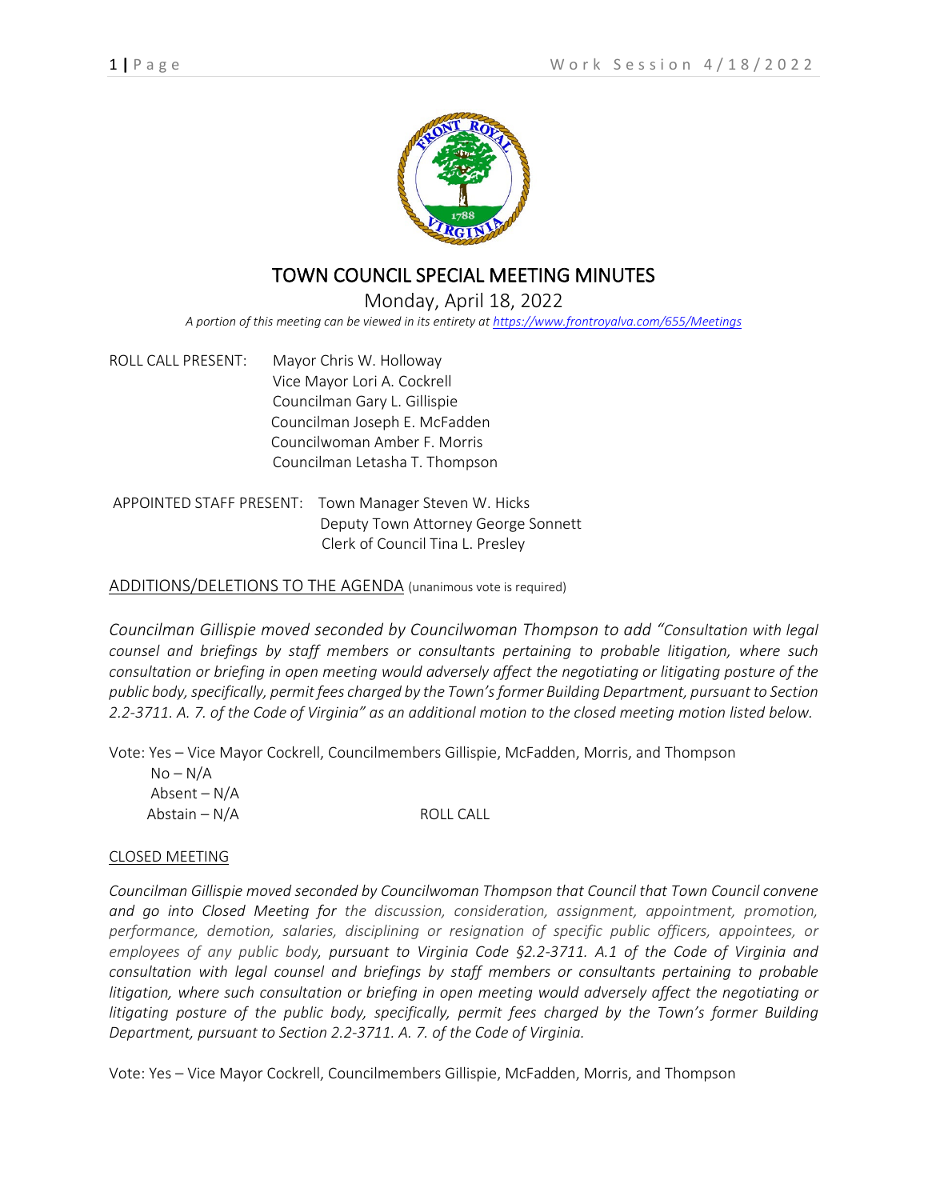# TOWN COUNCIL SPECIAL MEETING MINUTES

Monday, April 18, 2022

*A portion of this meeting can be viewed in its entirety at https://www.frontroyalva.com/655/Meetings*

ROLL CALL PRESENT: Mayor Chris W. Holloway
Vice Mayor Lori A. Cockrell
Councilman Gary L. Gillispie
Councilman Joseph E. McFadden
Councilwoman Amber F. Morris
Councilman Letasha T. Thompson

APPOINTED STAFF PRESENT: Town Manager Steven W. Hicks
Deputy Town Attorney George Sonnett
Clerk of Council Tina L. Presley

## ADDITIONS/DELETIONS TO THE AGENDA (unanimous vote is required)

*Councilman Gillispie moved seconded by Councilwoman Thompson to add "Consultation with legal counsel and briefings by staff members or consultants pertaining to probable litigation, where such consultation or briefing in open meeting would adversely affect the negotiating or litigating posture of the public body, specifically, permit fees charged by the Town's former Building Department, pursuant to Section 2.2-3711. A. 7. of the Code of Virginia" as an additional motion to the closed meeting motion listed below.*

Vote: Yes – Vice Mayor Cockrell, Councilmembers Gillispie, McFadden, Morris, and Thompson
No – N/A
Absent – N/A
Abstain – N/A ROLL CALL

## CLOSED MEETING

*Councilman Gillispie moved seconded by Councilwoman Thompson that Council that Town Council convene and go into Closed Meeting for the discussion, consideration, assignment, appointment, promotion, performance, demotion, salaries, disciplining or resignation of specific public officers, appointees, or employees of any public body, pursuant to Virginia Code §2.2-3711. A.1 of the Code of Virginia and consultation with legal counsel and briefings by staff members or consultants pertaining to probable litigation, where such consultation or briefing in open meeting would adversely affect the negotiating or litigating posture of the public body, specifically, permit fees charged by the Town's former Building Department, pursuant to Section 2.2-3711. A. 7. of the Code of Virginia.*

Vote: Yes – Vice Mayor Cockrell, Councilmembers Gillispie, McFadden, Morris, and Thompson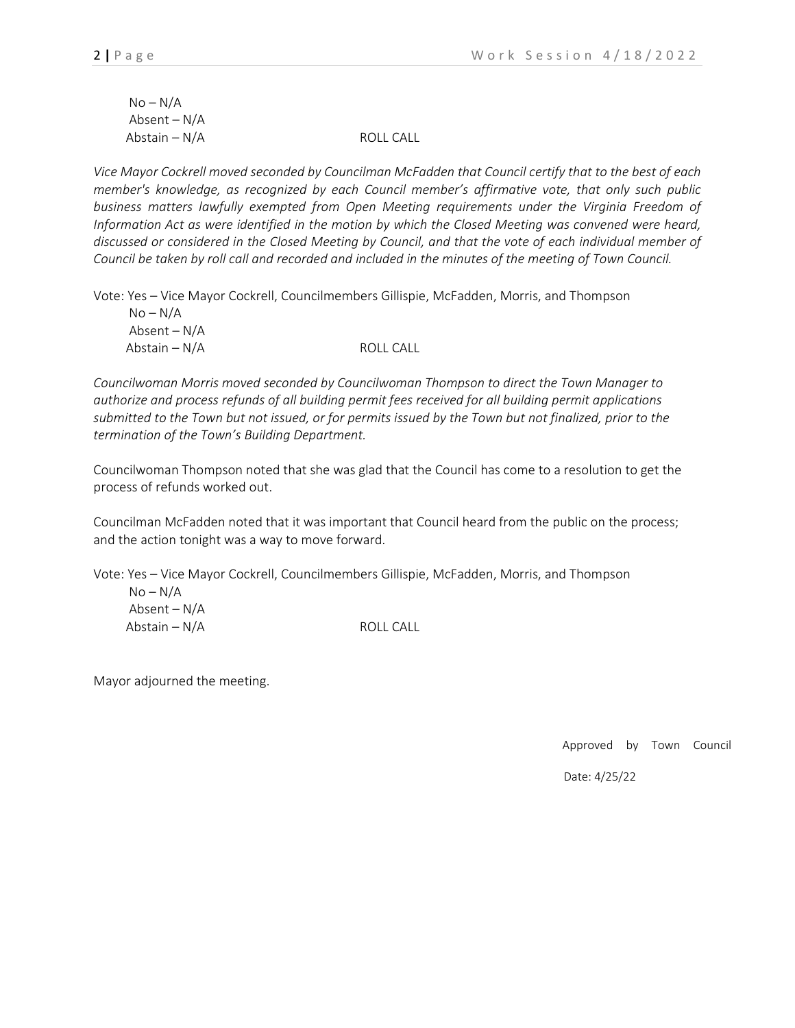No – N/A
Absent – N/A
Abstain – N/A ROLL CALL

*Vice Mayor Cockrell moved seconded by Councilman McFadden that Council certify that to the best of each member's knowledge, as recognized by each Council member's affirmative vote, that only such public business matters lawfully exempted from Open Meeting requirements under the Virginia Freedom of Information Act as were identified in the motion by which the Closed Meeting was convened were heard, discussed or considered in the Closed Meeting by Council, and that the vote of each individual member of Council be taken by roll call and recorded and included in the minutes of the meeting of Town Council.*

Vote: Yes – Vice Mayor Cockrell, Councilmembers Gillispie, McFadden, Morris, and Thompson
No – N/A
Absent – N/A
Abstain – N/A ROLL CALL

*Councilwoman Morris moved seconded by Councilwoman Thompson to direct the Town Manager to authorize and process refunds of all building permit fees received for all building permit applications submitted to the Town but not issued, or for permits issued by the Town but not finalized, prior to the termination of the Town's Building Department.*

Councilwoman Thompson noted that she was glad that the Council has come to a resolution to get the process of refunds worked out.

Councilman McFadden noted that it was important that Council heard from the public on the process; and the action tonight was a way to move forward.

Vote: Yes – Vice Mayor Cockrell, Councilmembers Gillispie, McFadden, Morris, and Thompson
No – N/A
Absent – N/A
Abstain – N/A ROLL CALL

Mayor adjourned the meeting.

Approved by Town Council

Date: 4/25/22